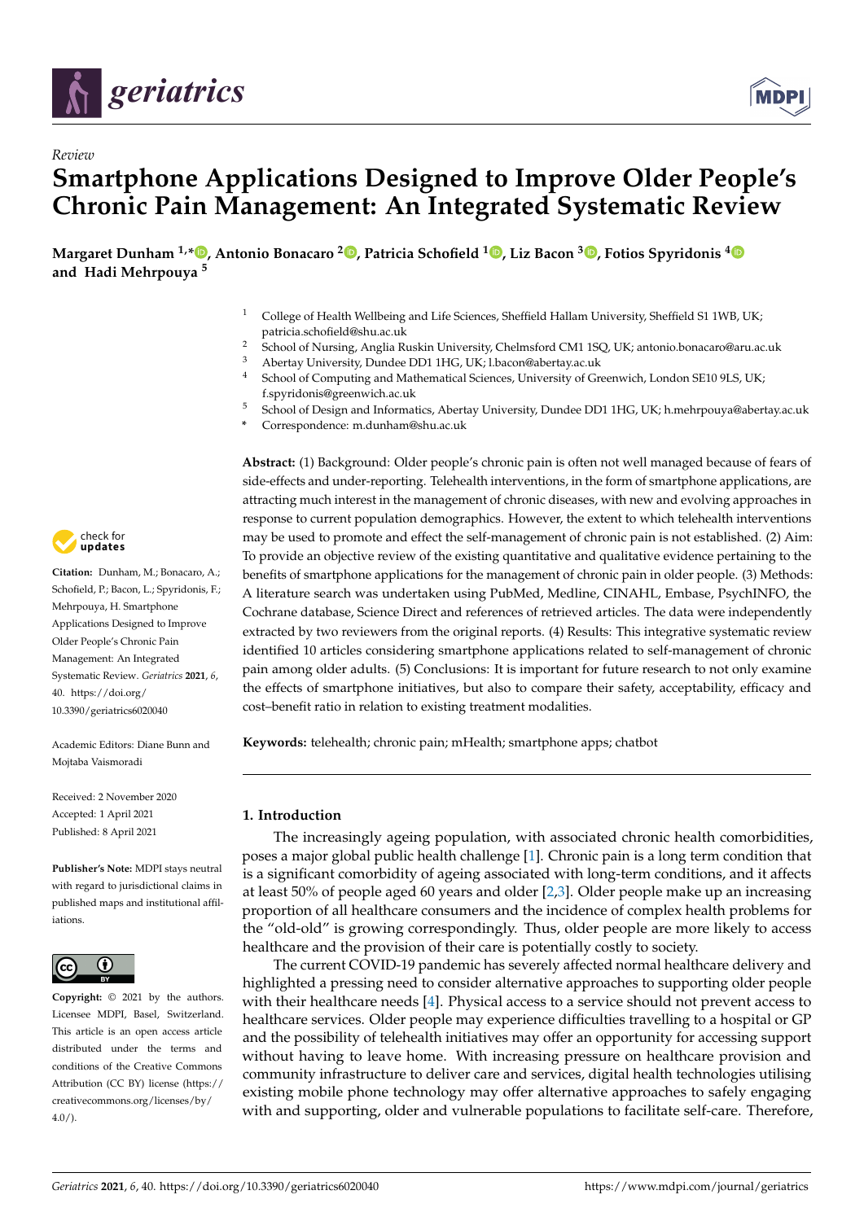*Review*

# Smartphone Applications Designed to Improve Older People's Chronic Pain Management: An Integrated Systematic Review

**Margaret Dunham [1,*], Antonio Bonacaro [2], Patricia Schofield [1], Liz Bacon [3], Fotios Spyridonis [4] and Hadi Mehrpouya [5]**

[1] College of Health Wellbeing and Life Sciences, Sheffield Hallam University, Sheffield S1 1WB, UK; patricia.schofield@shu.ac.uk
[2] School of Nursing, Anglia Ruskin University, Chelmsford CM1 1SQ, UK; antonio.bonacaro@aru.ac.uk
[3] Abertay University, Dundee DD1 1HG, UK; l.bacon@abertay.ac.uk
[4] School of Computing and Mathematical Sciences, University of Greenwich, London SE10 9LS, UK; f.spyridonis@greenwich.ac.uk
[5] School of Design and Informatics, Abertay University, Dundee DD1 1HG, UK; h.mehrpouya@abertay.ac.uk
* Correspondence: m.dunham@shu.ac.uk

**Citation:** Dunham, M.; Bonacaro, A.; Schofield, P.; Bacon, L.; Spyridonis, F.; Mehrpouya, H. Smartphone Applications Designed to Improve Older People's Chronic Pain Management: An Integrated Systematic Review. *Geriatrics* **2021**, *6*, 40. https://doi.org/10.3390/geriatrics6020040

Academic Editors: Diane Bunn and Mojtaba Vaismoradi

Received: 2 November 2020
Accepted: 1 April 2021
Published: 8 April 2021

**Publisher's Note:** MDPI stays neutral with regard to jurisdictional claims in published maps and institutional affiliations.

**Copyright:** © 2021 by the authors. Licensee MDPI, Basel, Switzerland. This article is an open access article distributed under the terms and conditions of the Creative Commons Attribution (CC BY) license (https://creativecommons.org/licenses/by/4.0/).

**Abstract:** (1) Background: Older people's chronic pain is often not well managed because of fears of side-effects and under-reporting. Telehealth interventions, in the form of smartphone applications, are attracting much interest in the management of chronic diseases, with new and evolving approaches in response to current population demographics. However, the extent to which telehealth interventions may be used to promote and effect the self-management of chronic pain is not established. (2) Aim: To provide an objective review of the existing quantitative and qualitative evidence pertaining to the benefits of smartphone applications for the management of chronic pain in older people. (3) Methods: A literature search was undertaken using PubMed, Medline, CINAHL, Embase, PsychINFO, the Cochrane database, Science Direct and references of retrieved articles. The data were independently extracted by two reviewers from the original reports. (4) Results: This integrative systematic review identified 10 articles considering smartphone applications related to self-management of chronic pain among older adults. (5) Conclusions: It is important for future research to not only examine the effects of smartphone initiatives, but also to compare their safety, acceptability, efficacy and cost–benefit ratio in relation to existing treatment modalities.

**Keywords:** telehealth; chronic pain; mHealth; smartphone apps; chatbot

## 1. Introduction

The increasingly ageing population, with associated chronic health comorbidities, poses a major global public health challenge [1]. Chronic pain is a long term condition that is a significant comorbidity of ageing associated with long-term conditions, and it affects at least 50% of people aged 60 years and older [2,3]. Older people make up an increasing proportion of all healthcare consumers and the incidence of complex health problems for the "old-old" is growing correspondingly. Thus, older people are more likely to access healthcare and the provision of their care is potentially costly to society.

The current COVID-19 pandemic has severely affected normal healthcare delivery and highlighted a pressing need to consider alternative approaches to supporting older people with their healthcare needs [4]. Physical access to a service should not prevent access to healthcare services. Older people may experience difficulties travelling to a hospital or GP and the possibility of telehealth initiatives may offer an opportunity for accessing support without having to leave home. With increasing pressure on healthcare provision and community infrastructure to deliver care and services, digital health technologies utilising existing mobile phone technology may offer alternative approaches to safely engaging with and supporting, older and vulnerable populations to facilitate self-care. Therefore,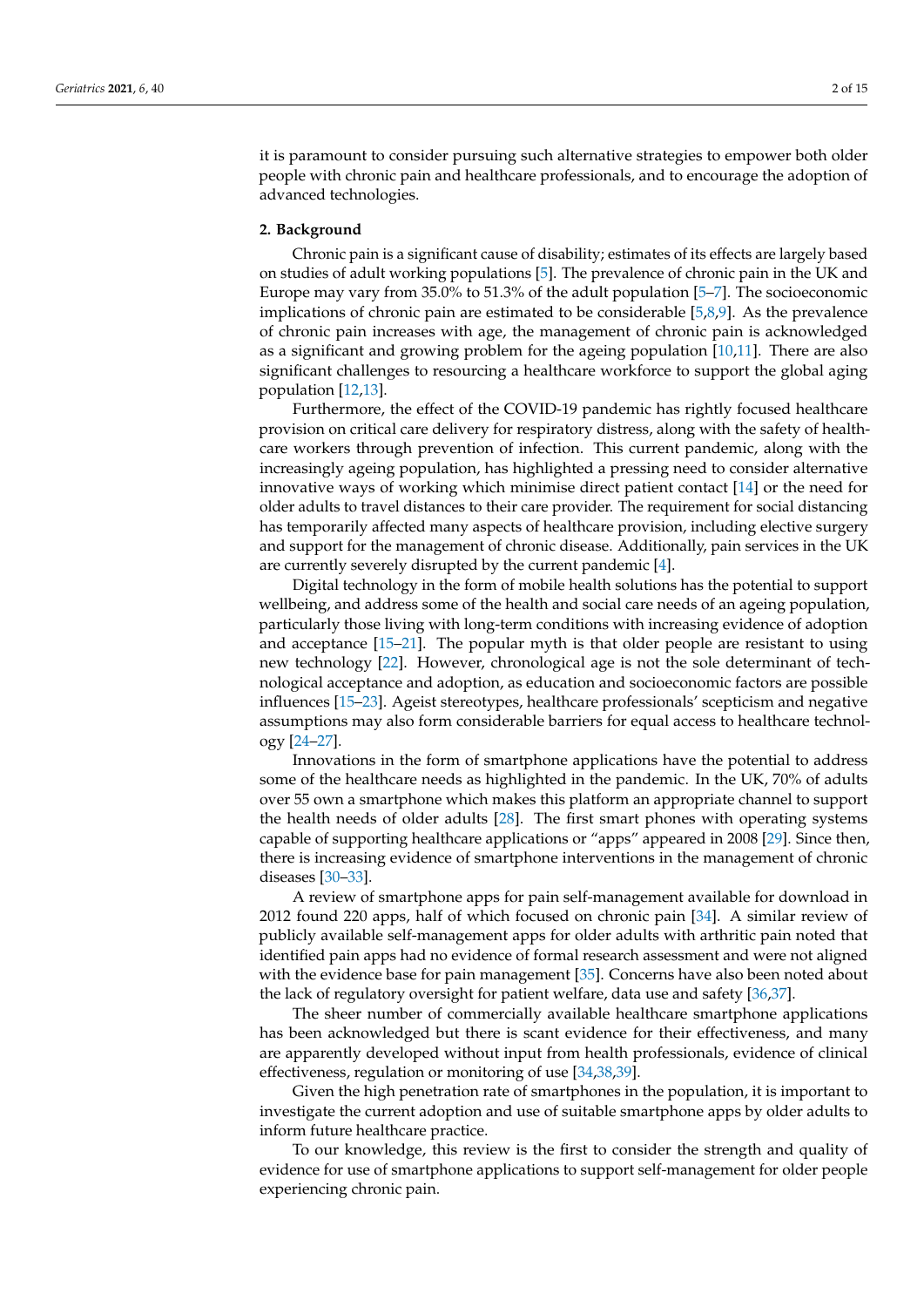it is paramount to consider pursuing such alternative strategies to empower both older people with chronic pain and healthcare professionals, and to encourage the adoption of advanced technologies.

## 2. Background

Chronic pain is a significant cause of disability; estimates of its effects are largely based on studies of adult working populations [5]. The prevalence of chronic pain in the UK and Europe may vary from 35.0% to 51.3% of the adult population [5–7]. The socioeconomic implications of chronic pain are estimated to be considerable [5,8,9]. As the prevalence of chronic pain increases with age, the management of chronic pain is acknowledged as a significant and growing problem for the ageing population [10,11]. There are also significant challenges to resourcing a healthcare workforce to support the global aging population [12,13].

Furthermore, the effect of the COVID-19 pandemic has rightly focused healthcare provision on critical care delivery for respiratory distress, along with the safety of healthcare workers through prevention of infection. This current pandemic, along with the increasingly ageing population, has highlighted a pressing need to consider alternative innovative ways of working which minimise direct patient contact [14] or the need for older adults to travel distances to their care provider. The requirement for social distancing has temporarily affected many aspects of healthcare provision, including elective surgery and support for the management of chronic disease. Additionally, pain services in the UK are currently severely disrupted by the current pandemic [4].

Digital technology in the form of mobile health solutions has the potential to support wellbeing, and address some of the health and social care needs of an ageing population, particularly those living with long-term conditions with increasing evidence of adoption and acceptance [15–21]. The popular myth is that older people are resistant to using new technology [22]. However, chronological age is not the sole determinant of technological acceptance and adoption, as education and socioeconomic factors are possible influences [15–23]. Ageist stereotypes, healthcare professionals' scepticism and negative assumptions may also form considerable barriers for equal access to healthcare technology [24–27].

Innovations in the form of smartphone applications have the potential to address some of the healthcare needs as highlighted in the pandemic. In the UK, 70% of adults over 55 own a smartphone which makes this platform an appropriate channel to support the health needs of older adults [28]. The first smart phones with operating systems capable of supporting healthcare applications or "apps" appeared in 2008 [29]. Since then, there is increasing evidence of smartphone interventions in the management of chronic diseases [30–33].

A review of smartphone apps for pain self-management available for download in 2012 found 220 apps, half of which focused on chronic pain [34]. A similar review of publicly available self-management apps for older adults with arthritic pain noted that identified pain apps had no evidence of formal research assessment and were not aligned with the evidence base for pain management [35]. Concerns have also been noted about the lack of regulatory oversight for patient welfare, data use and safety [36,37].

The sheer number of commercially available healthcare smartphone applications has been acknowledged but there is scant evidence for their effectiveness, and many are apparently developed without input from health professionals, evidence of clinical effectiveness, regulation or monitoring of use [34,38,39].

Given the high penetration rate of smartphones in the population, it is important to investigate the current adoption and use of suitable smartphone apps by older adults to inform future healthcare practice.

To our knowledge, this review is the first to consider the strength and quality of evidence for use of smartphone applications to support self-management for older people experiencing chronic pain.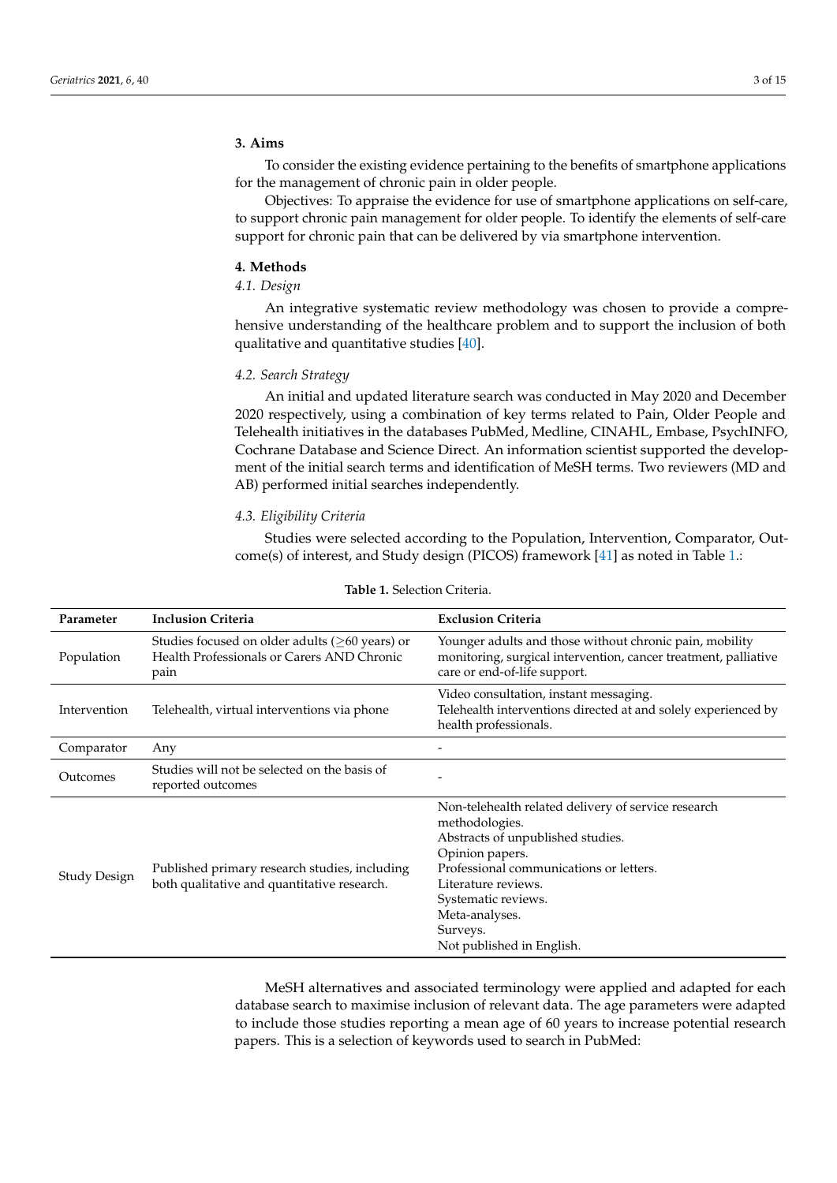## 3. Aims

To consider the existing evidence pertaining to the benefits of smartphone applications for the management of chronic pain in older people.

Objectives: To appraise the evidence for use of smartphone applications on self-care, to support chronic pain management for older people. To identify the elements of self-care support for chronic pain that can be delivered by via smartphone intervention.

## 4. Methods

### 4.1. Design

An integrative systematic review methodology was chosen to provide a comprehensive understanding of the healthcare problem and to support the inclusion of both qualitative and quantitative studies [40].

### 4.2. Search Strategy

An initial and updated literature search was conducted in May 2020 and December 2020 respectively, using a combination of key terms related to Pain, Older People and Telehealth initiatives in the databases PubMed, Medline, CINAHL, Embase, PsychINFO, Cochrane Database and Science Direct. An information scientist supported the development of the initial search terms and identification of MeSH terms. Two reviewers (MD and AB) performed initial searches independently.

### 4.3. Eligibility Criteria

Studies were selected according to the Population, Intervention, Comparator, Outcome(s) of interest, and Study design (PICOS) framework [41] as noted in Table 1.:

**Table 1.** Selection Criteria.

| Parameter | Inclusion Criteria | Exclusion Criteria |
| --- | --- | --- |
| Population | Studies focused on older adults (≥60 years) or Health Professionals or Carers AND Chronic pain | Younger adults and those without chronic pain, mobility monitoring, surgical intervention, cancer treatment, palliative care or end-of-life support. |
| Intervention | Telehealth, virtual interventions via phone | Video consultation, instant messaging.<br>Telehealth interventions directed at and solely experienced by health professionals. |
| Comparator | Any | - |
| Outcomes | Studies will not be selected on the basis of reported outcomes | - |
| Study Design | Published primary research studies, including both qualitative and quantitative research. | Non-telehealth related delivery of service research methodologies.<br>Abstracts of unpublished studies.<br>Opinion papers.<br>Professional communications or letters.<br>Literature reviews.<br>Systematic reviews.<br>Meta-analyses.<br>Surveys.<br>Not published in English. |

MeSH alternatives and associated terminology were applied and adapted for each database search to maximise inclusion of relevant data. The age parameters were adapted to include those studies reporting a mean age of 60 years to increase potential research papers. This is a selection of keywords used to search in PubMed: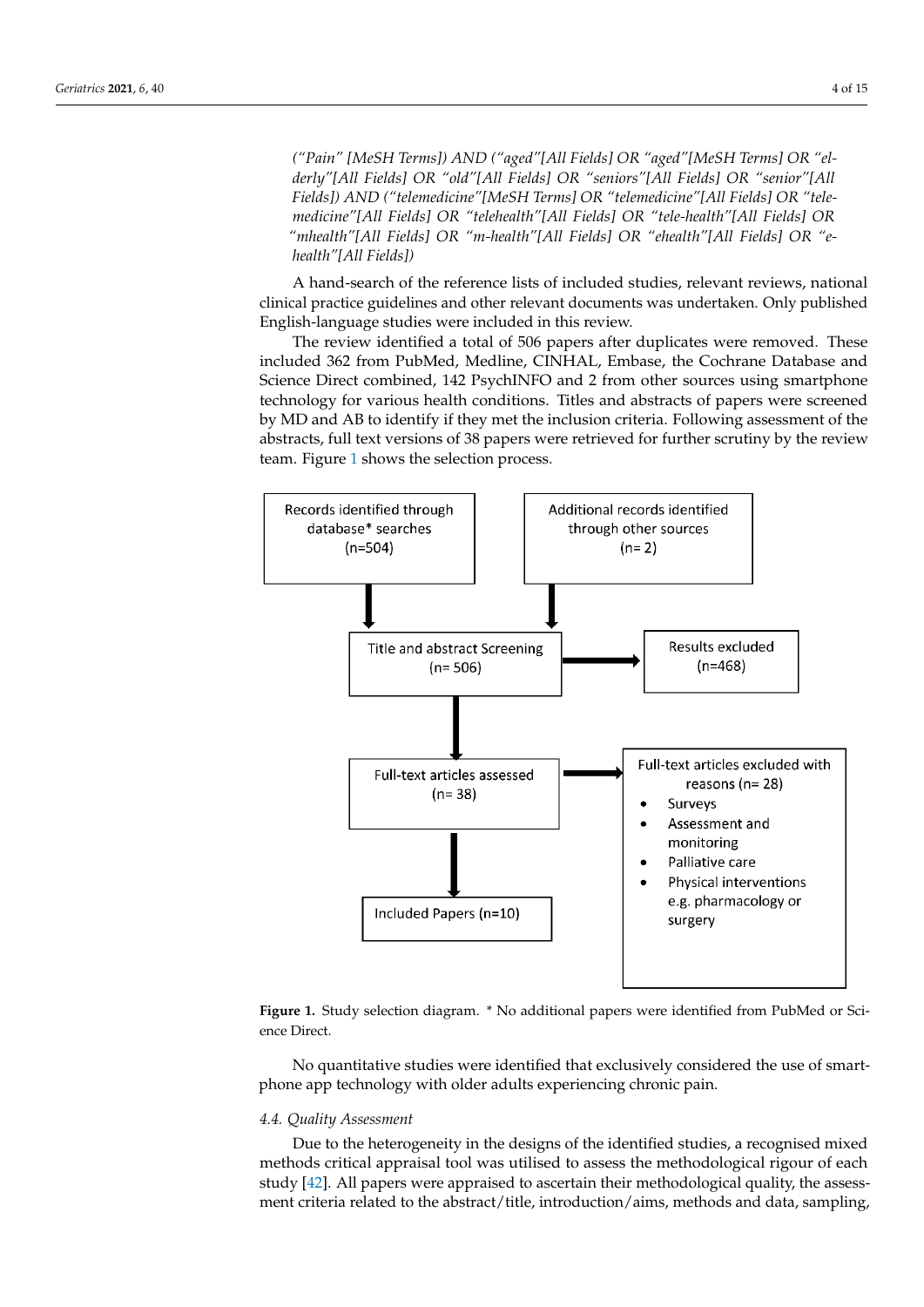*("Pain" [MeSH Terms]) AND ("aged"[All Fields] OR "aged"[MeSH Terms] OR "elderly"[All Fields] OR "old"[All Fields] OR "seniors"[All Fields] OR "senior"[All Fields]) AND ("telemedicine"[MeSH Terms] OR "telemedicine"[All Fields] OR "tele-medicine"[All Fields] OR "telehealth"[All Fields] OR "tele-health"[All Fields] OR "mhealth"[All Fields] OR "m-health"[All Fields] OR "ehealth"[All Fields] OR "e-health"[All Fields])*

A hand-search of the reference lists of included studies, relevant reviews, national clinical practice guidelines and other relevant documents was undertaken. Only published English-language studies were included in this review.

The review identified a total of 506 papers after duplicates were removed. These included 362 from PubMed, Medline, CINHAL, Embase, the Cochrane Database and Science Direct combined, 142 PsychINFO and 2 from other sources using smartphone technology for various health conditions. Titles and abstracts of papers were screened by MD and AB to identify if they met the inclusion criteria. Following assessment of the abstracts, full text versions of 38 papers were retrieved for further scrutiny by the review team. Figure 1 shows the selection process.

Records identified through database* searches (n=504)

Additional records identified through other sources (n= 2)

Title and abstract Screening (n= 506)

Results excluded (n=468)

Full-text articles assessed (n= 38)

Full-text articles excluded with reasons (n= 28)
- Surveys
- Assessment and monitoring
- Palliative care
- Physical interventions e.g. pharmacology or surgery

Included Papers (n=10)

**Figure 1.** Study selection diagram. * No additional papers were identified from PubMed or Science Direct.

No quantitative studies were identified that exclusively considered the use of smartphone app technology with older adults experiencing chronic pain.

### 4.4. Quality Assessment

Due to the heterogeneity in the designs of the identified studies, a recognised mixed methods critical appraisal tool was utilised to assess the methodological rigour of each study [42]. All papers were appraised to ascertain their methodological quality, the assessment criteria related to the abstract/title, introduction/aims, methods and data, sampling,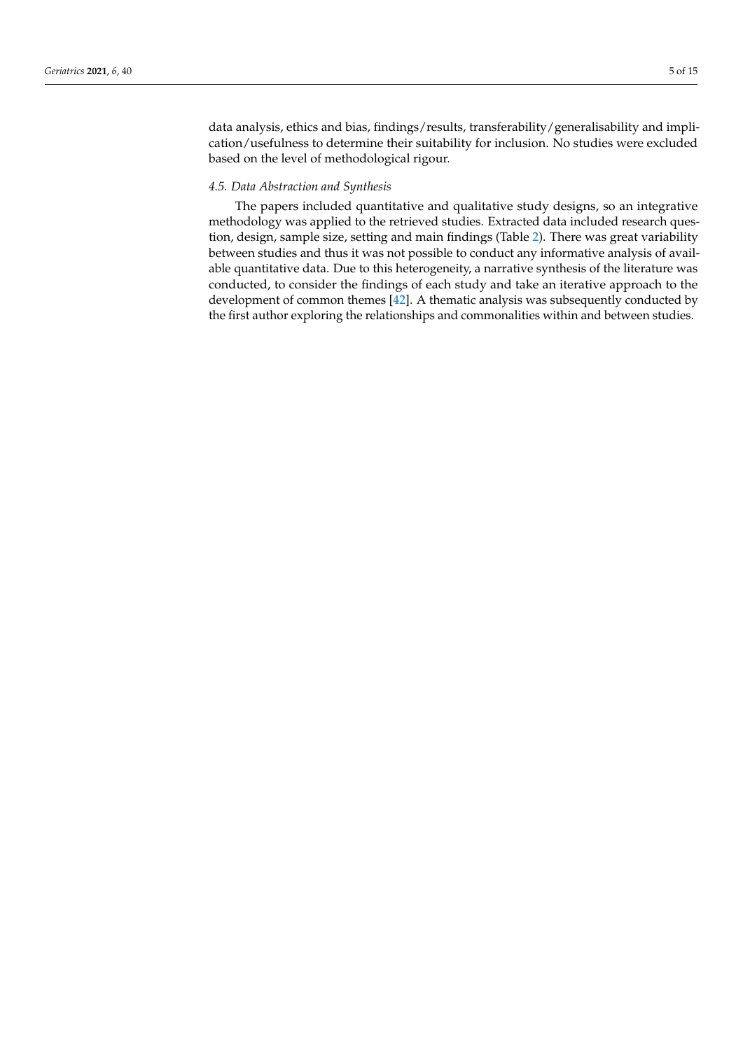data analysis, ethics and bias, findings/results, transferability/generalisability and implication/usefulness to determine their suitability for inclusion. No studies were excluded based on the level of methodological rigour.

### *4.5. Data Abstraction and Synthesis*

The papers included quantitative and qualitative study designs, so an integrative methodology was applied to the retrieved studies. Extracted data included research question, design, sample size, setting and main findings (Table 2). There was great variability between studies and thus it was not possible to conduct any informative analysis of available quantitative data. Due to this heterogeneity, a narrative synthesis of the literature was conducted, to consider the findings of each study and take an iterative approach to the development of common themes [42]. A thematic analysis was subsequently conducted by the first author exploring the relationships and commonalities within and between studies.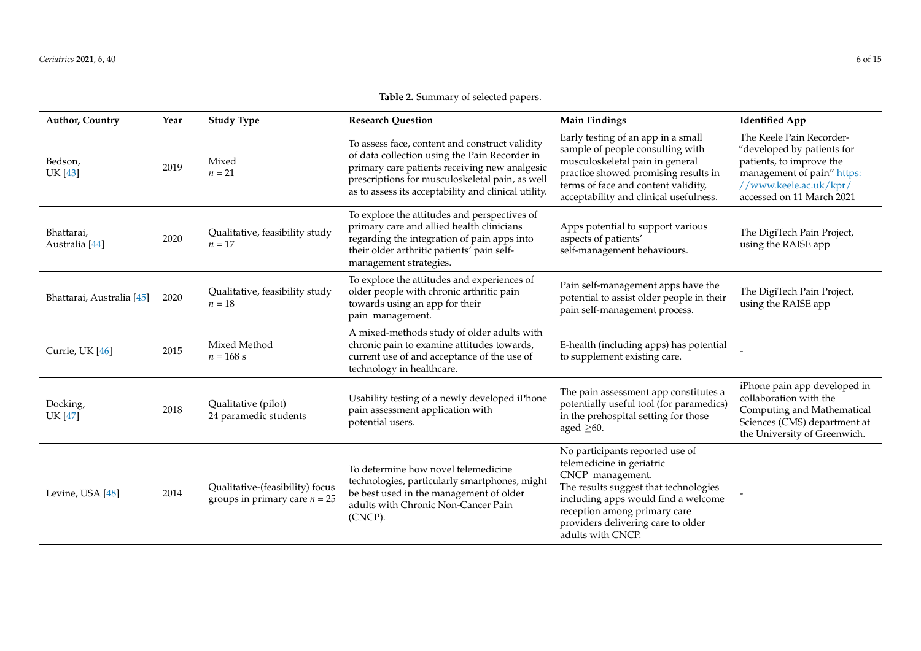**Table 2.** Summary of selected papers.

| Author, Country | Year | Study Type | Research Question | Main Findings | Identified App |
|---|---|---|---|---|---|
| Bedson, UK [43] | 2019 | Mixed $n = 21$ | To assess face, content and construct validity of data collection using the Pain Recorder in primary care patients receiving new analgesic prescriptions for musculoskeletal pain, as well as to assess its acceptability and clinical utility. | Early testing of an app in a small sample of people consulting with musculoskeletal pain in general practice showed promising results in terms of face and content validity, acceptability and clinical usefulness. | The Keele Pain Recorder- "developed by patients for patients, to improve the management of pain" https://www.keele.ac.uk/kpr/ accessed on 11 March 2021 |
| Bhattarai, Australia [44] | 2020 | Qualitative, feasibility study $n = 17$ | To explore the attitudes and perspectives of primary care and allied health clinicians regarding the integration of pain apps into their older arthritic patients' pain self-management strategies. | Apps potential to support various aspects of patients' self-management behaviours. | The DigiTech Pain Project, using the RAISE app |
| Bhattarai, Australia [45] | 2020 | Qualitative, feasibility study $n = 18$ | To explore the attitudes and experiences of older people with chronic arthritic pain towards using an app for their pain management. | Pain self-management apps have the potential to assist older people in their pain self-management process. | The DigiTech Pain Project, using the RAISE app |
| Currie, UK [46] | 2015 | Mixed Method $n = 168$ s | A mixed-methods study of older adults with chronic pain to examine attitudes towards, current use of and acceptance of the use of technology in healthcare. | E-health (including apps) has potential to supplement existing care. | - |
| Docking, UK [47] | 2018 | Qualitative (pilot) 24 paramedic students | Usability testing of a newly developed iPhone pain assessment application with potential users. | The pain assessment app constitutes a potentially useful tool (for paramedics) in the prehospital setting for those aged $\geq$60. | iPhone pain app developed in collaboration with the Computing and Mathematical Sciences (CMS) department at the University of Greenwich. |
| Levine, USA [48] | 2014 | Qualitative-(feasibility) focus groups in primary care $n = 25$ | To determine how novel telemedicine technologies, particularly smartphones, might be best used in the management of older adults with Chronic Non-Cancer Pain (CNCP). | No participants reported use of telemedicine in geriatric CNCP management. The results suggest that technologies including apps would find a welcome reception among primary care providers delivering care to older adults with CNCP. | - |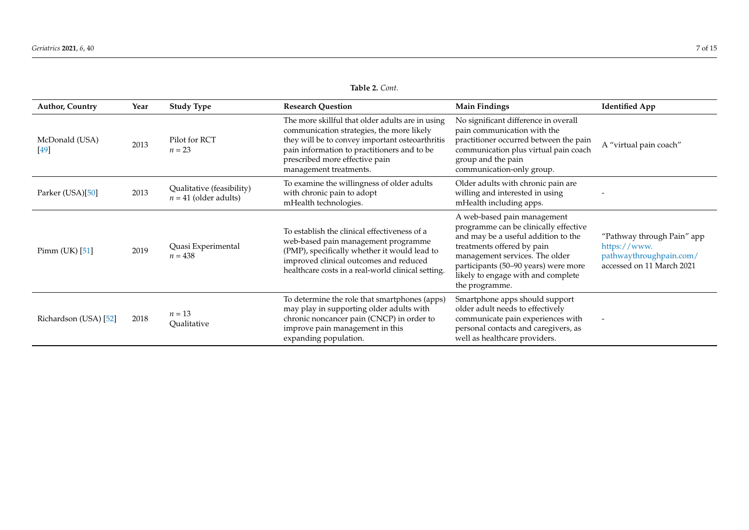**Table 2.** *Cont.*

| Author, Country | Year | Study Type | Research Question | Main Findings | Identified App |
|---|---|---|---|---|---|
| McDonald (USA) [49] | 2013 | Pilot for RCT $n = 23$ | The more skillful that older adults are in using communication strategies, the more likely they will be to convey important osteoarthritis pain information to practitioners and to be prescribed more effective pain management treatments. | No significant difference in overall pain communication with the practitioner occurred between the pain communication plus virtual pain coach group and the pain communication-only group. | A "virtual pain coach" |
| Parker (USA)[50] | 2013 | Qualitative (feasibility) $n = 41$ (older adults) | To examine the willingness of older adults with chronic pain to adopt mHealth technologies. | Older adults with chronic pain are willing and interested in using mHealth including apps. | - |
| Pimm (UK) [51] | 2019 | Quasi Experimental $n = 438$ | To establish the clinical effectiveness of a web-based pain management programme (PMP), specifically whether it would lead to improved clinical outcomes and reduced healthcare costs in a real-world clinical setting. | A web-based pain management programme can be clinically effective and may be a useful addition to the treatments offered by pain management services. The older participants (50–90 years) were more likely to engage with and complete the programme. | "Pathway through Pain" app https://www.pathwaythroughpain.com/ accessed on 11 March 2021 |
| Richardson (USA) [52] | 2018 | $n = 13$ Qualitative | To determine the role that smartphones (apps) may play in supporting older adults with chronic noncancer pain (CNCP) in order to improve pain management in this expanding population. | Smartphone apps should support older adult needs to effectively communicate pain experiences with personal contacts and caregivers, as well as healthcare providers. | - |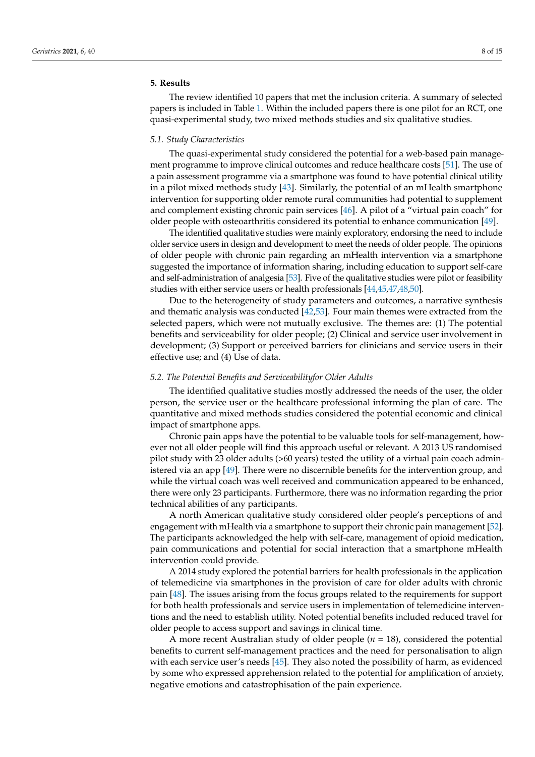## 5. Results

The review identified 10 papers that met the inclusion criteria. A summary of selected papers is included in Table 1. Within the included papers there is one pilot for an RCT, one quasi-experimental study, two mixed methods studies and six qualitative studies.

### 5.1. Study Characteristics

The quasi-experimental study considered the potential for a web-based pain management programme to improve clinical outcomes and reduce healthcare costs [51]. The use of a pain assessment programme via a smartphone was found to have potential clinical utility in a pilot mixed methods study [43]. Similarly, the potential of an mHealth smartphone intervention for supporting older remote rural communities had potential to supplement and complement existing chronic pain services [46]. A pilot of a "virtual pain coach" for older people with osteoarthritis considered its potential to enhance communication [49].

The identified qualitative studies were mainly exploratory, endorsing the need to include older service users in design and development to meet the needs of older people. The opinions of older people with chronic pain regarding an mHealth intervention via a smartphone suggested the importance of information sharing, including education to support self-care and self-administration of analgesia [53]. Five of the qualitative studies were pilot or feasibility studies with either service users or health professionals [44,45,47,48,50].

Due to the heterogeneity of study parameters and outcomes, a narrative synthesis and thematic analysis was conducted [42,53]. Four main themes were extracted from the selected papers, which were not mutually exclusive. The themes are: (1) The potential benefits and serviceability for older people; (2) Clinical and service user involvement in development; (3) Support or perceived barriers for clinicians and service users in their effective use; and (4) Use of data.

### 5.2. The Potential Benefits and Serviceabilityfor Older Adults

The identified qualitative studies mostly addressed the needs of the user, the older person, the service user or the healthcare professional informing the plan of care. The quantitative and mixed methods studies considered the potential economic and clinical impact of smartphone apps.

Chronic pain apps have the potential to be valuable tools for self-management, however not all older people will find this approach useful or relevant. A 2013 US randomised pilot study with 23 older adults (>60 years) tested the utility of a virtual pain coach administered via an app [49]. There were no discernible benefits for the intervention group, and while the virtual coach was well received and communication appeared to be enhanced, there were only 23 participants. Furthermore, there was no information regarding the prior technical abilities of any participants.

A north American qualitative study considered older people's perceptions of and engagement with mHealth via a smartphone to support their chronic pain management [52]. The participants acknowledged the help with self-care, management of opioid medication, pain communications and potential for social interaction that a smartphone mHealth intervention could provide.

A 2014 study explored the potential barriers for health professionals in the application of telemedicine via smartphones in the provision of care for older adults with chronic pain [48]. The issues arising from the focus groups related to the requirements for support for both health professionals and service users in implementation of telemedicine interventions and the need to establish utility. Noted potential benefits included reduced travel for older people to access support and savings in clinical time.

A more recent Australian study of older people ($n$ = 18), considered the potential benefits to current self-management practices and the need for personalisation to align with each service user's needs [45]. They also noted the possibility of harm, as evidenced by some who expressed apprehension related to the potential for amplification of anxiety, negative emotions and catastrophisation of the pain experience.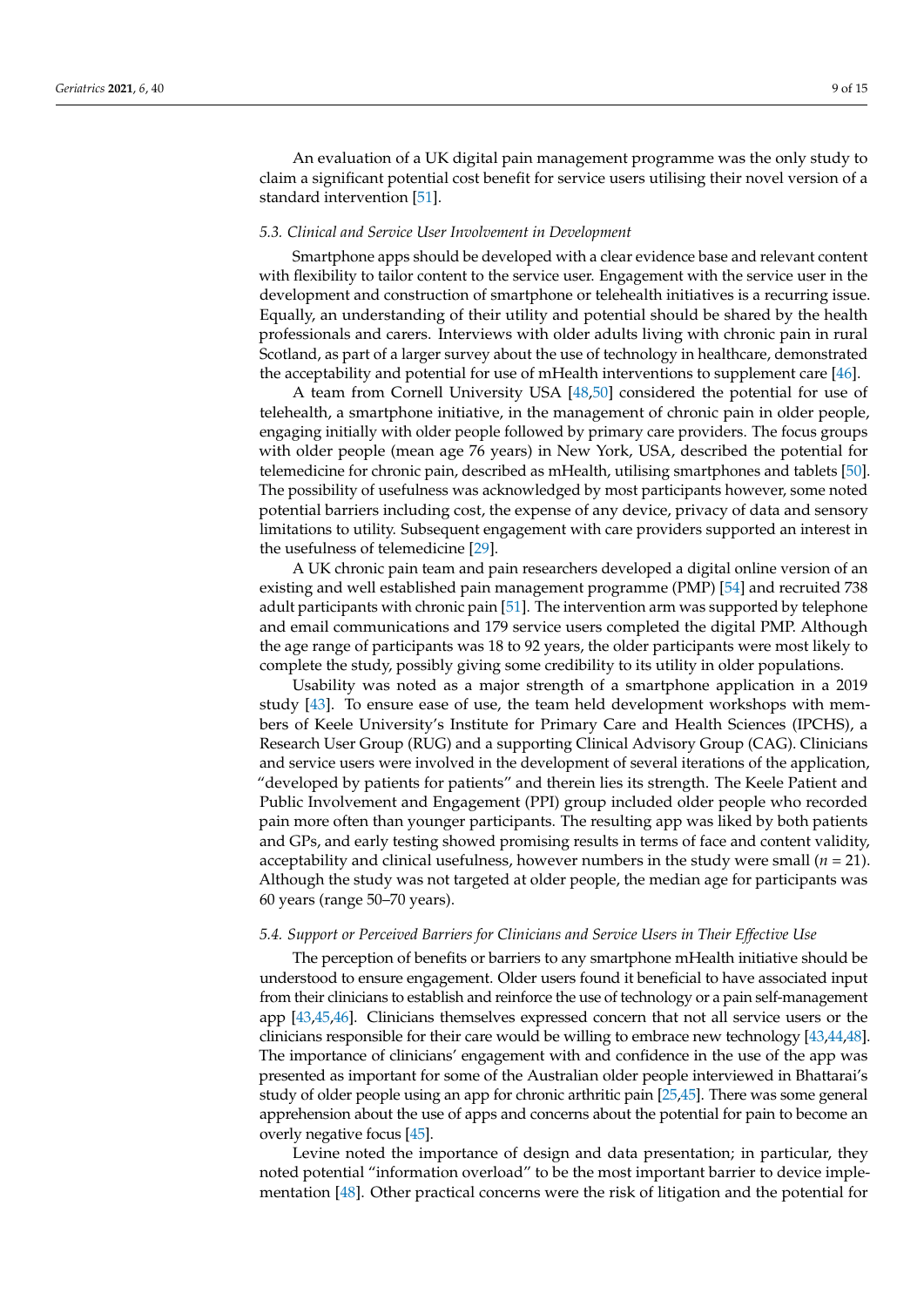An evaluation of a UK digital pain management programme was the only study to claim a significant potential cost benefit for service users utilising their novel version of a standard intervention [51].

### *5.3. Clinical and Service User Involvement in Development*

Smartphone apps should be developed with a clear evidence base and relevant content with flexibility to tailor content to the service user. Engagement with the service user in the development and construction of smartphone or telehealth initiatives is a recurring issue. Equally, an understanding of their utility and potential should be shared by the health professionals and carers. Interviews with older adults living with chronic pain in rural Scotland, as part of a larger survey about the use of technology in healthcare, demonstrated the acceptability and potential for use of mHealth interventions to supplement care [46].

A team from Cornell University USA [48,50] considered the potential for use of telehealth, a smartphone initiative, in the management of chronic pain in older people, engaging initially with older people followed by primary care providers. The focus groups with older people (mean age 76 years) in New York, USA, described the potential for telemedicine for chronic pain, described as mHealth, utilising smartphones and tablets [50]. The possibility of usefulness was acknowledged by most participants however, some noted potential barriers including cost, the expense of any device, privacy of data and sensory limitations to utility. Subsequent engagement with care providers supported an interest in the usefulness of telemedicine [29].

A UK chronic pain team and pain researchers developed a digital online version of an existing and well established pain management programme (PMP) [54] and recruited 738 adult participants with chronic pain [51]. The intervention arm was supported by telephone and email communications and 179 service users completed the digital PMP. Although the age range of participants was 18 to 92 years, the older participants were most likely to complete the study, possibly giving some credibility to its utility in older populations.

Usability was noted as a major strength of a smartphone application in a 2019 study [43]. To ensure ease of use, the team held development workshops with members of Keele University's Institute for Primary Care and Health Sciences (IPCHS), a Research User Group (RUG) and a supporting Clinical Advisory Group (CAG). Clinicians and service users were involved in the development of several iterations of the application, "developed by patients for patients" and therein lies its strength. The Keele Patient and Public Involvement and Engagement (PPI) group included older people who recorded pain more often than younger participants. The resulting app was liked by both patients and GPs, and early testing showed promising results in terms of face and content validity, acceptability and clinical usefulness, however numbers in the study were small ($n = 21$). Although the study was not targeted at older people, the median age for participants was 60 years (range 50–70 years).

### *5.4. Support or Perceived Barriers for Clinicians and Service Users in Their Effective Use*

The perception of benefits or barriers to any smartphone mHealth initiative should be understood to ensure engagement. Older users found it beneficial to have associated input from their clinicians to establish and reinforce the use of technology or a pain self-management app [43,45,46]. Clinicians themselves expressed concern that not all service users or the clinicians responsible for their care would be willing to embrace new technology [43,44,48]. The importance of clinicians' engagement with and confidence in the use of the app was presented as important for some of the Australian older people interviewed in Bhattarai's study of older people using an app for chronic arthritic pain [25,45]. There was some general apprehension about the use of apps and concerns about the potential for pain to become an overly negative focus [45].

Levine noted the importance of design and data presentation; in particular, they noted potential "information overload" to be the most important barrier to device implementation [48]. Other practical concerns were the risk of litigation and the potential for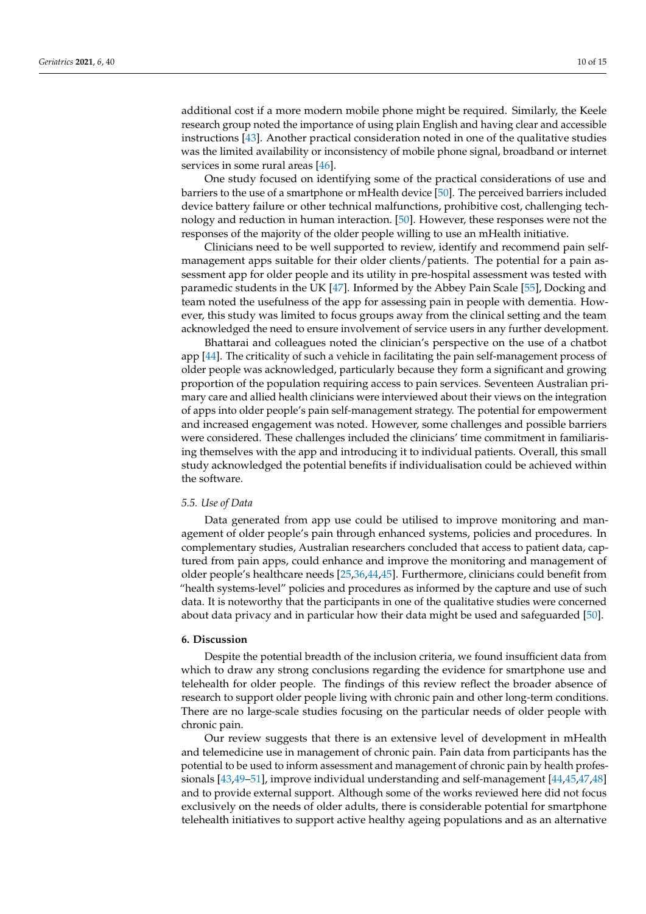additional cost if a more modern mobile phone might be required. Similarly, the Keele research group noted the importance of using plain English and having clear and accessible instructions [43]. Another practical consideration noted in one of the qualitative studies was the limited availability or inconsistency of mobile phone signal, broadband or internet services in some rural areas [46].

One study focused on identifying some of the practical considerations of use and barriers to the use of a smartphone or mHealth device [50]. The perceived barriers included device battery failure or other technical malfunctions, prohibitive cost, challenging technology and reduction in human interaction. [50]. However, these responses were not the responses of the majority of the older people willing to use an mHealth initiative.

Clinicians need to be well supported to review, identify and recommend pain self-management apps suitable for their older clients/patients. The potential for a pain assessment app for older people and its utility in pre-hospital assessment was tested with paramedic students in the UK [47]. Informed by the Abbey Pain Scale [55], Docking and team noted the usefulness of the app for assessing pain in people with dementia. However, this study was limited to focus groups away from the clinical setting and the team acknowledged the need to ensure involvement of service users in any further development.

Bhattarai and colleagues noted the clinician's perspective on the use of a chatbot app [44]. The criticality of such a vehicle in facilitating the pain self-management process of older people was acknowledged, particularly because they form a significant and growing proportion of the population requiring access to pain services. Seventeen Australian primary care and allied health clinicians were interviewed about their views on the integration of apps into older people's pain self-management strategy. The potential for empowerment and increased engagement was noted. However, some challenges and possible barriers were considered. These challenges included the clinicians' time commitment in familiarising themselves with the app and introducing it to individual patients. Overall, this small study acknowledged the potential benefits if individualisation could be achieved within the software.

### 5.5. Use of Data

Data generated from app use could be utilised to improve monitoring and management of older people's pain through enhanced systems, policies and procedures. In complementary studies, Australian researchers concluded that access to patient data, captured from pain apps, could enhance and improve the monitoring and management of older people's healthcare needs [25,36,44,45]. Furthermore, clinicians could benefit from "health systems-level" policies and procedures as informed by the capture and use of such data. It is noteworthy that the participants in one of the qualitative studies were concerned about data privacy and in particular how their data might be used and safeguarded [50].

## 6. Discussion

Despite the potential breadth of the inclusion criteria, we found insufficient data from which to draw any strong conclusions regarding the evidence for smartphone use and telehealth for older people. The findings of this review reflect the broader absence of research to support older people living with chronic pain and other long-term conditions. There are no large-scale studies focusing on the particular needs of older people with chronic pain.

Our review suggests that there is an extensive level of development in mHealth and telemedicine use in management of chronic pain. Pain data from participants has the potential to be used to inform assessment and management of chronic pain by health professionals [43,49–51], improve individual understanding and self-management [44,45,47,48] and to provide external support. Although some of the works reviewed here did not focus exclusively on the needs of older adults, there is considerable potential for smartphone telehealth initiatives to support active healthy ageing populations and as an alternative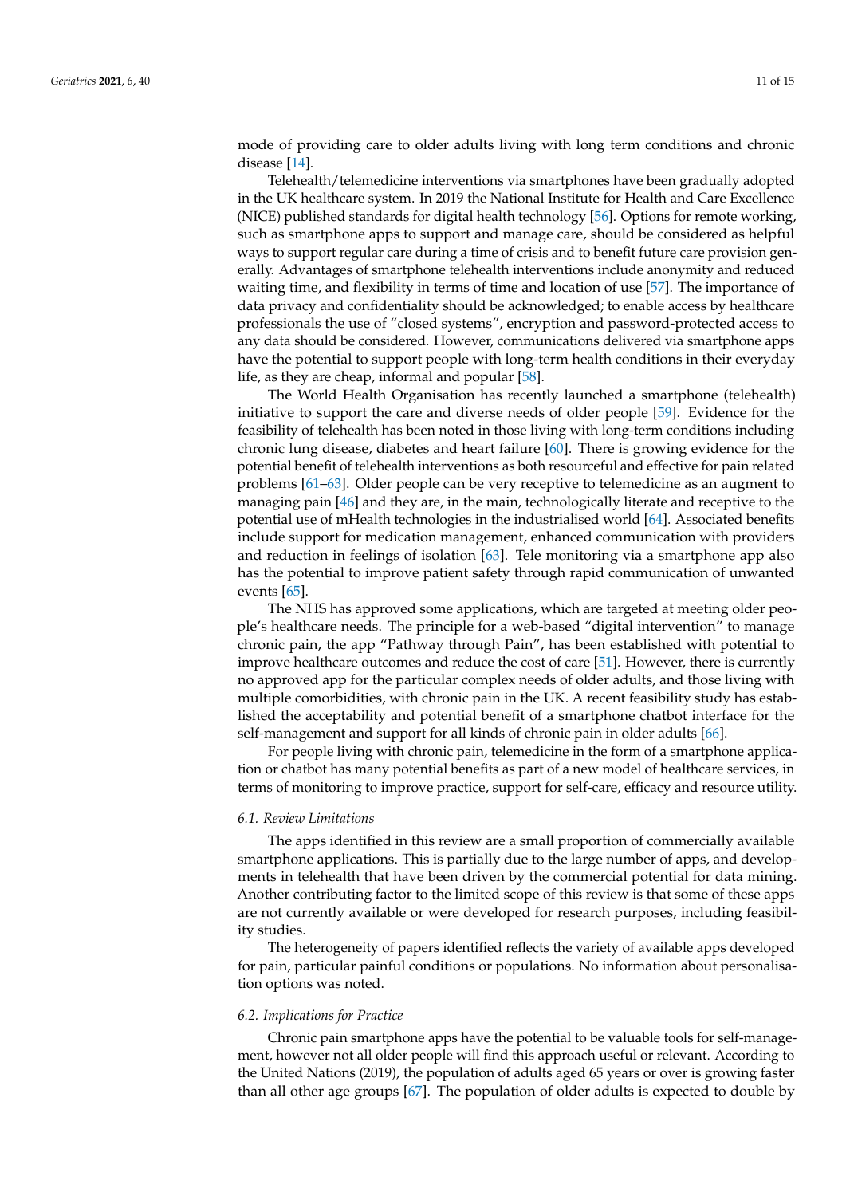mode of providing care to older adults living with long term conditions and chronic disease [14].

Telehealth/telemedicine interventions via smartphones have been gradually adopted in the UK healthcare system. In 2019 the National Institute for Health and Care Excellence (NICE) published standards for digital health technology [56]. Options for remote working, such as smartphone apps to support and manage care, should be considered as helpful ways to support regular care during a time of crisis and to benefit future care provision generally. Advantages of smartphone telehealth interventions include anonymity and reduced waiting time, and flexibility in terms of time and location of use [57]. The importance of data privacy and confidentiality should be acknowledged; to enable access by healthcare professionals the use of "closed systems", encryption and password-protected access to any data should be considered. However, communications delivered via smartphone apps have the potential to support people with long-term health conditions in their everyday life, as they are cheap, informal and popular [58].

The World Health Organisation has recently launched a smartphone (telehealth) initiative to support the care and diverse needs of older people [59]. Evidence for the feasibility of telehealth has been noted in those living with long-term conditions including chronic lung disease, diabetes and heart failure [60]. There is growing evidence for the potential benefit of telehealth interventions as both resourceful and effective for pain related problems [61–63]. Older people can be very receptive to telemedicine as an augment to managing pain [46] and they are, in the main, technologically literate and receptive to the potential use of mHealth technologies in the industrialised world [64]. Associated benefits include support for medication management, enhanced communication with providers and reduction in feelings of isolation [63]. Tele monitoring via a smartphone app also has the potential to improve patient safety through rapid communication of unwanted events [65].

The NHS has approved some applications, which are targeted at meeting older people's healthcare needs. The principle for a web-based "digital intervention" to manage chronic pain, the app "Pathway through Pain", has been established with potential to improve healthcare outcomes and reduce the cost of care [51]. However, there is currently no approved app for the particular complex needs of older adults, and those living with multiple comorbidities, with chronic pain in the UK. A recent feasibility study has established the acceptability and potential benefit of a smartphone chatbot interface for the self-management and support for all kinds of chronic pain in older adults [66].

For people living with chronic pain, telemedicine in the form of a smartphone application or chatbot has many potential benefits as part of a new model of healthcare services, in terms of monitoring to improve practice, support for self-care, efficacy and resource utility.

### *6.1. Review Limitations*

The apps identified in this review are a small proportion of commercially available smartphone applications. This is partially due to the large number of apps, and developments in telehealth that have been driven by the commercial potential for data mining. Another contributing factor to the limited scope of this review is that some of these apps are not currently available or were developed for research purposes, including feasibility studies.

The heterogeneity of papers identified reflects the variety of available apps developed for pain, particular painful conditions or populations. No information about personalisation options was noted.

### *6.2. Implications for Practice*

Chronic pain smartphone apps have the potential to be valuable tools for self-management, however not all older people will find this approach useful or relevant. According to the United Nations (2019), the population of adults aged 65 years or over is growing faster than all other age groups [67]. The population of older adults is expected to double by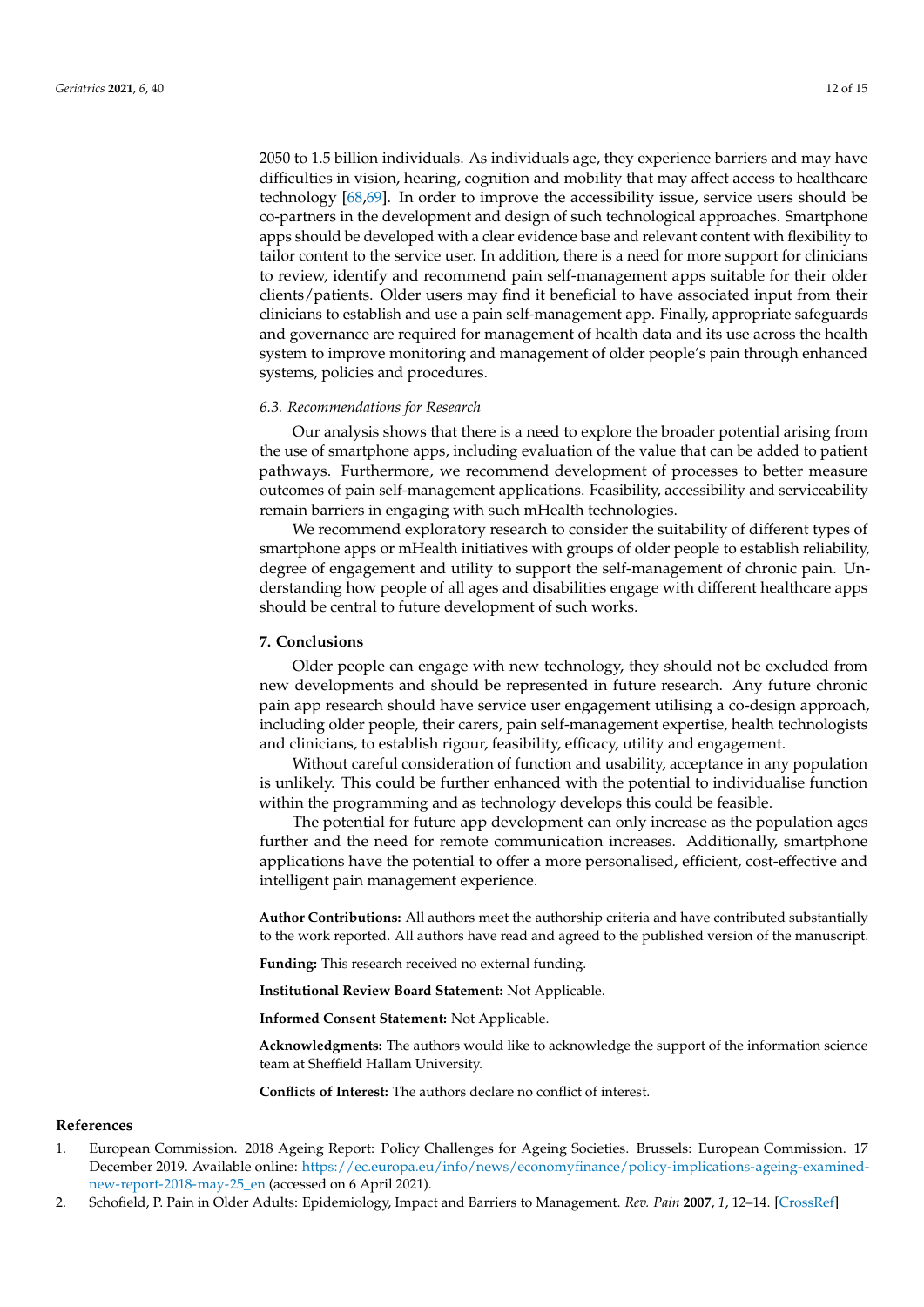2050 to 1.5 billion individuals. As individuals age, they experience barriers and may have difficulties in vision, hearing, cognition and mobility that may affect access to healthcare technology [68,69]. In order to improve the accessibility issue, service users should be co-partners in the development and design of such technological approaches. Smartphone apps should be developed with a clear evidence base and relevant content with flexibility to tailor content to the service user. In addition, there is a need for more support for clinicians to review, identify and recommend pain self-management apps suitable for their older clients/patients. Older users may find it beneficial to have associated input from their clinicians to establish and use a pain self-management app. Finally, appropriate safeguards and governance are required for management of health data and its use across the health system to improve monitoring and management of older people's pain through enhanced systems, policies and procedures.

### *6.3. Recommendations for Research*

Our analysis shows that there is a need to explore the broader potential arising from the use of smartphone apps, including evaluation of the value that can be added to patient pathways. Furthermore, we recommend development of processes to better measure outcomes of pain self-management applications. Feasibility, accessibility and serviceability remain barriers in engaging with such mHealth technologies.

We recommend exploratory research to consider the suitability of different types of smartphone apps or mHealth initiatives with groups of older people to establish reliability, degree of engagement and utility to support the self-management of chronic pain. Understanding how people of all ages and disabilities engage with different healthcare apps should be central to future development of such works.

## **7. Conclusions**

Older people can engage with new technology, they should not be excluded from new developments and should be represented in future research. Any future chronic pain app research should have service user engagement utilising a co-design approach, including older people, their carers, pain self-management expertise, health technologists and clinicians, to establish rigour, feasibility, efficacy, utility and engagement.

Without careful consideration of function and usability, acceptance in any population is unlikely. This could be further enhanced with the potential to individualise function within the programming and as technology develops this could be feasible.

The potential for future app development can only increase as the population ages further and the need for remote communication increases. Additionally, smartphone applications have the potential to offer a more personalised, efficient, cost-effective and intelligent pain management experience.

**Author Contributions:** All authors meet the authorship criteria and have contributed substantially to the work reported. All authors have read and agreed to the published version of the manuscript.

**Funding:** This research received no external funding.

**Institutional Review Board Statement:** Not Applicable.

**Informed Consent Statement:** Not Applicable.

**Acknowledgments:** The authors would like to acknowledge the support of the information science team at Sheffield Hallam University.

**Conflicts of Interest:** The authors declare no conflict of interest.

## **References**

1. European Commission. 2018 Ageing Report: Policy Challenges for Ageing Societies. Brussels: European Commission. 17 December 2019. Available online: https://ec.europa.eu/info/news/economyfinance/policy-implications-ageing-examined-new-report-2018-may-25_en (accessed on 6 April 2021).
2. Schofield, P. Pain in Older Adults: Epidemiology, Impact and Barriers to Management. *Rev. Pain* **2007**, *1*, 12–14. [CrossRef]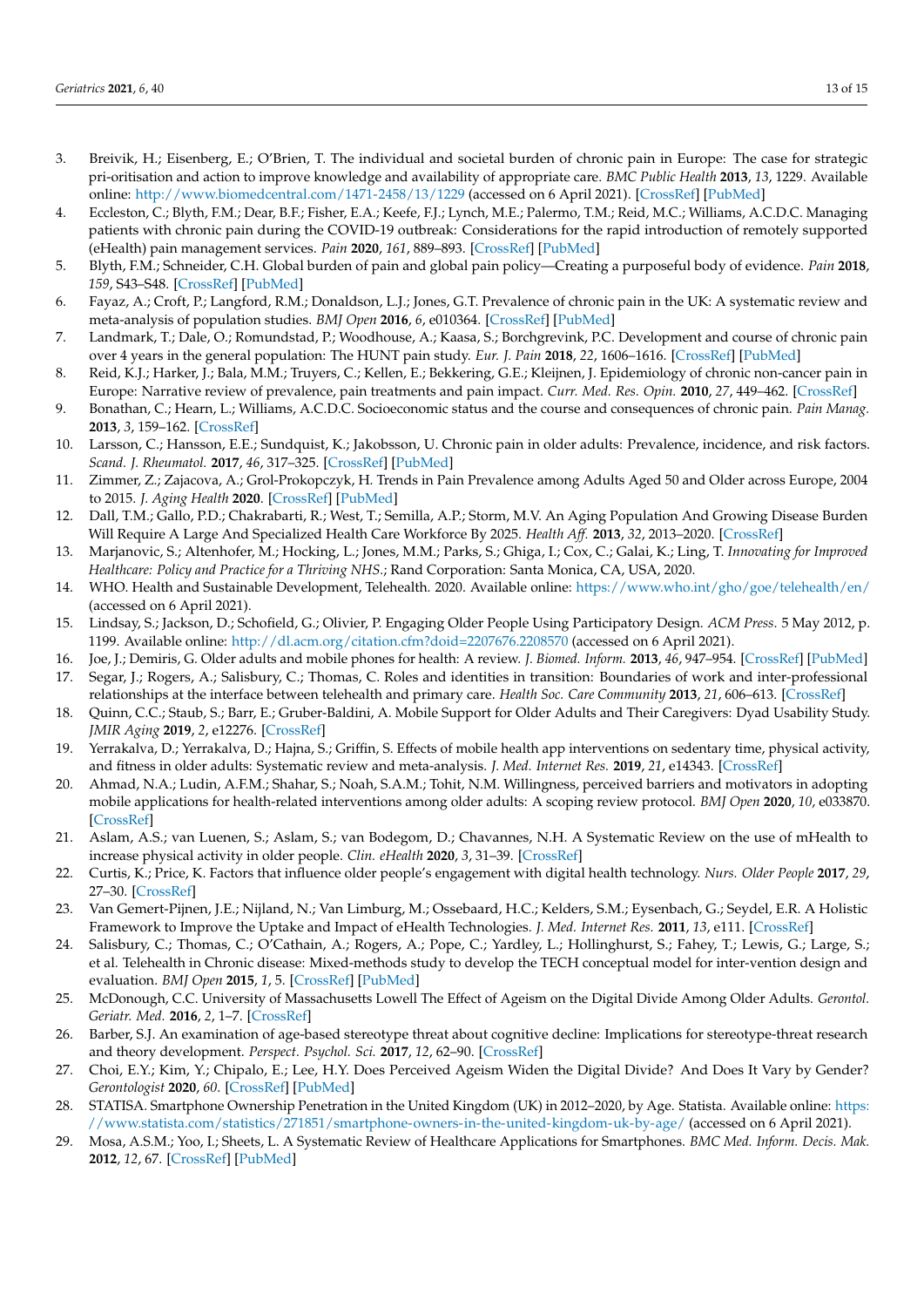3. Breivik, H.; Eisenberg, E.; O'Brien, T. The individual and societal burden of chronic pain in Europe: The case for strategic pri-oritisation and action to improve knowledge and availability of appropriate care. *BMC Public Health* **2013**, *13*, 1229. Available online: http://www.biomedcentral.com/1471-2458/13/1229 (accessed on 6 April 2021). [CrossRef] [PubMed]
4. Eccleston, C.; Blyth, F.M.; Dear, B.F.; Fisher, E.A.; Keefe, F.J.; Lynch, M.E.; Palermo, T.M.; Reid, M.C.; Williams, A.C.D.C. Managing patients with chronic pain during the COVID-19 outbreak: Considerations for the rapid introduction of remotely supported (eHealth) pain management services. *Pain* **2020**, *161*, 889–893. [CrossRef] [PubMed]
5. Blyth, F.M.; Schneider, C.H. Global burden of pain and global pain policy—Creating a purposeful body of evidence. *Pain* **2018**, *159*, S43–S48. [CrossRef] [PubMed]
6. Fayaz, A.; Croft, P.; Langford, R.M.; Donaldson, L.J.; Jones, G.T. Prevalence of chronic pain in the UK: A systematic review and meta-analysis of population studies. *BMJ Open* **2016**, *6*, e010364. [CrossRef] [PubMed]
7. Landmark, T.; Dale, O.; Romundstad, P.; Woodhouse, A.; Kaasa, S.; Borchgrevink, P.C. Development and course of chronic pain over 4 years in the general population: The HUNT pain study. *Eur. J. Pain* **2018**, *22*, 1606–1616. [CrossRef] [PubMed]
8. Reid, K.J.; Harker, J.; Bala, M.M.; Truyers, C.; Kellen, E.; Bekkering, G.E.; Kleijnen, J. Epidemiology of chronic non-cancer pain in Europe: Narrative review of prevalence, pain treatments and pain impact. *Curr. Med. Res. Opin.* **2010**, *27*, 449–462. [CrossRef]
9. Bonathan, C.; Hearn, L.; Williams, A.C.D.C. Socioeconomic status and the course and consequences of chronic pain. *Pain Manag.* **2013**, *3*, 159–162. [CrossRef]
10. Larsson, C.; Hansson, E.E.; Sundquist, K.; Jakobsson, U. Chronic pain in older adults: Prevalence, incidence, and risk factors. *Scand. J. Rheumatol.* **2017**, *46*, 317–325. [CrossRef] [PubMed]
11. Zimmer, Z.; Zajacova, A.; Grol-Prokopczyk, H. Trends in Pain Prevalence among Adults Aged 50 and Older across Europe, 2004 to 2015. *J. Aging Health* **2020**. [CrossRef] [PubMed]
12. Dall, T.M.; Gallo, P.D.; Chakrabarti, R.; West, T.; Semilla, A.P.; Storm, M.V. An Aging Population And Growing Disease Burden Will Require A Large And Specialized Health Care Workforce By 2025. *Health Aff.* **2013**, *32*, 2013–2020. [CrossRef]
13. Marjanovic, S.; Altenhofer, M.; Hocking, L.; Jones, M.M.; Parks, S.; Ghiga, I.; Cox, C.; Galai, K.; Ling, T. *Innovating for Improved Healthcare: Policy and Practice for a Thriving NHS.*; Rand Corporation: Santa Monica, CA, USA, 2020.
14. WHO. Health and Sustainable Development, Telehealth. 2020. Available online: https://www.who.int/gho/goe/telehealth/en/ (accessed on 6 April 2021).
15. Lindsay, S.; Jackson, D.; Schofield, G.; Olivier, P. Engaging Older People Using Participatory Design. *ACM Press.* 5 May 2012, p. 1199. Available online: http://dl.acm.org/citation.cfm?doid=2207676.2208570 (accessed on 6 April 2021).
16. Joe, J.; Demiris, G. Older adults and mobile phones for health: A review. *J. Biomed. Inform.* **2013**, *46*, 947–954. [CrossRef] [PubMed]
17. Segar, J.; Rogers, A.; Salisbury, C.; Thomas, C. Roles and identities in transition: Boundaries of work and inter-professional relationships at the interface between telehealth and primary care. *Health Soc. Care Community* **2013**, *21*, 606–613. [CrossRef]
18. Quinn, C.C.; Staub, S.; Barr, E.; Gruber-Baldini, A. Mobile Support for Older Adults and Their Caregivers: Dyad Usability Study. *JMIR Aging* **2019**, *2*, e12276. [CrossRef]
19. Yerrakalva, D.; Yerrakalva, D.; Hajna, S.; Griffin, S. Effects of mobile health app interventions on sedentary time, physical activity, and fitness in older adults: Systematic review and meta-analysis. *J. Med. Internet Res.* **2019**, *21*, e14343. [CrossRef]
20. Ahmad, N.A.; Ludin, A.F.M.; Shahar, S.; Noah, S.A.M.; Tohit, N.M. Willingness, perceived barriers and motivators in adopting mobile applications for health-related interventions among older adults: A scoping review protocol. *BMJ Open* **2020**, *10*, e033870. [CrossRef]
21. Aslam, A.S.; van Luenen, S.; Aslam, S.; van Bodegom, D.; Chavannes, N.H. A Systematic Review on the use of mHealth to increase physical activity in older people. *Clin. eHealth* **2020**, *3*, 31–39. [CrossRef]
22. Curtis, K.; Price, K. Factors that influence older people's engagement with digital health technology. *Nurs. Older People* **2017**, *29*, 27–30. [CrossRef]
23. Van Gemert-Pijnen, J.E.; Nijland, N.; Van Limburg, M.; Ossebaard, H.C.; Kelders, S.M.; Eysenbach, G.; Seydel, E.R. A Holistic Framework to Improve the Uptake and Impact of eHealth Technologies. *J. Med. Internet Res.* **2011**, *13*, e111. [CrossRef]
24. Salisbury, C.; Thomas, C.; O'Cathain, A.; Rogers, A.; Pope, C.; Yardley, L.; Hollinghurst, S.; Fahey, T.; Lewis, G.; Large, S.; et al. Telehealth in Chronic disease: Mixed-methods study to develop the TECH conceptual model for inter-vention design and evaluation. *BMJ Open* **2015**, *1*, 5. [CrossRef] [PubMed]
25. McDonough, C.C. University of Massachusetts Lowell The Effect of Ageism on the Digital Divide Among Older Adults. *Gerontol. Geriatr. Med.* **2016**, *2*, 1–7. [CrossRef]
26. Barber, S.J. An examination of age-based stereotype threat about cognitive decline: Implications for stereotype-threat research and theory development. *Perspect. Psychol. Sci.* **2017**, *12*, 62–90. [CrossRef]
27. Choi, E.Y.; Kim, Y.; Chipalo, E.; Lee, H.Y. Does Perceived Ageism Widen the Digital Divide? And Does It Vary by Gender? *Gerontologist* **2020**, *60*. [CrossRef] [PubMed]
28. STATISA. Smartphone Ownership Penetration in the United Kingdom (UK) in 2012–2020, by Age. Statista. Available online: https://www.statista.com/statistics/271851/smartphone-owners-in-the-united-kingdom-uk-by-age/ (accessed on 6 April 2021).
29. Mosa, A.S.M.; Yoo, I.; Sheets, L. A Systematic Review of Healthcare Applications for Smartphones. *BMC Med. Inform. Decis. Mak.* **2012**, *12*, 67. [CrossRef] [PubMed]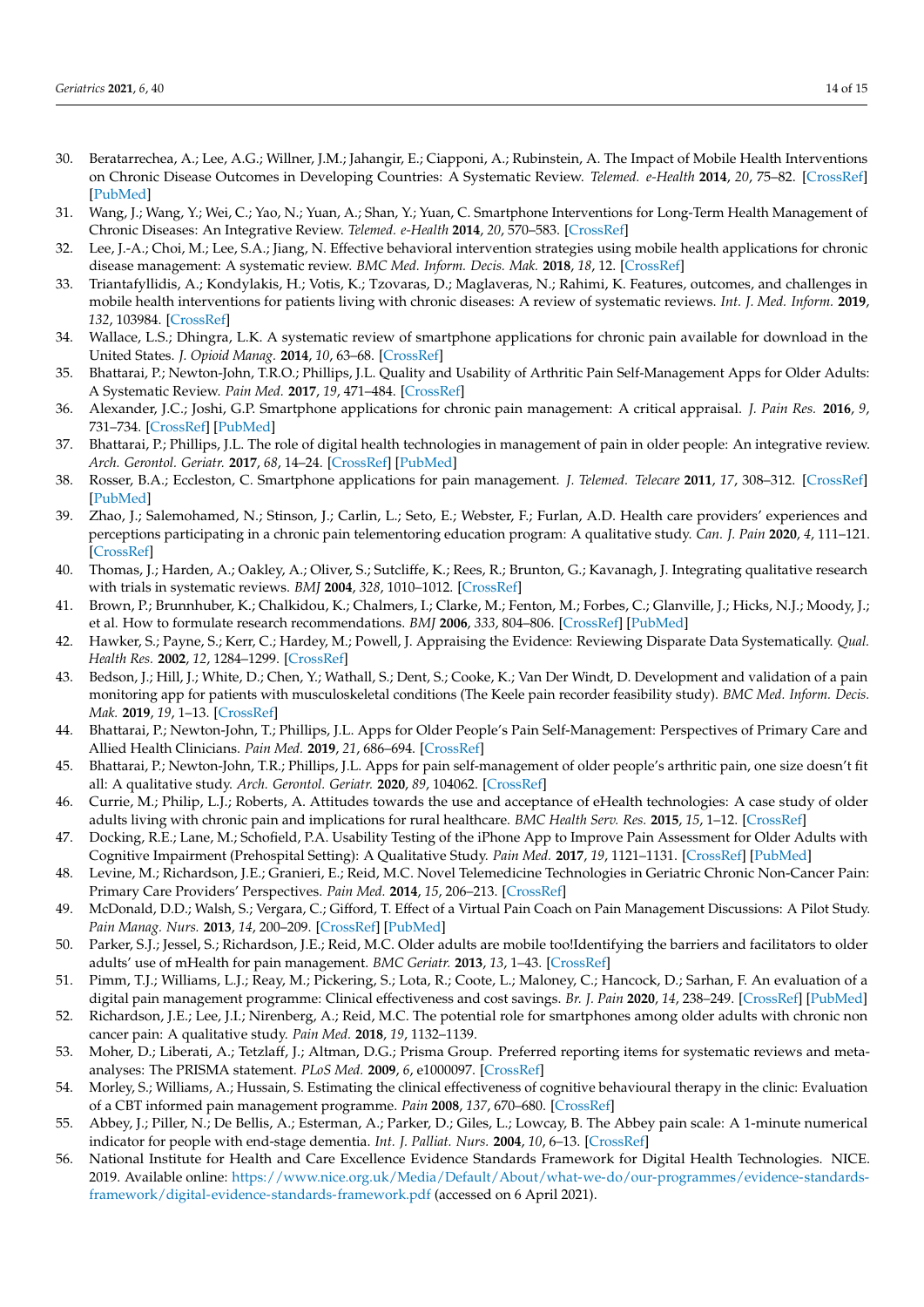30. Beratarrechea, A.; Lee, A.G.; Willner, J.M.; Jahangir, E.; Ciapponi, A.; Rubinstein, A. The Impact of Mobile Health Interventions on Chronic Disease Outcomes in Developing Countries: A Systematic Review. *Telemed. e-Health* **2014**, *20*, 75–82. [CrossRef] [PubMed]
31. Wang, J.; Wang, Y.; Wei, C.; Yao, N.; Yuan, A.; Shan, Y.; Yuan, C. Smartphone Interventions for Long-Term Health Management of Chronic Diseases: An Integrative Review. *Telemed. e-Health* **2014**, *20*, 570–583. [CrossRef]
32. Lee, J.-A.; Choi, M.; Lee, S.A.; Jiang, N. Effective behavioral intervention strategies using mobile health applications for chronic disease management: A systematic review. *BMC Med. Inform. Decis. Mak.* **2018**, *18*, 12. [CrossRef]
33. Triantafyllidis, A.; Kondylakis, H.; Votis, K.; Tzovaras, D.; Maglaveras, N.; Rahimi, K. Features, outcomes, and challenges in mobile health interventions for patients living with chronic diseases: A review of systematic reviews. *Int. J. Med. Inform.* **2019**, *132*, 103984. [CrossRef]
34. Wallace, L.S.; Dhingra, L.K. A systematic review of smartphone applications for chronic pain available for download in the United States. *J. Opioid Manag.* **2014**, *10*, 63–68. [CrossRef]
35. Bhattarai, P.; Newton-John, T.R.O.; Phillips, J.L. Quality and Usability of Arthritic Pain Self-Management Apps for Older Adults: A Systematic Review. *Pain Med.* **2017**, *19*, 471–484. [CrossRef]
36. Alexander, J.C.; Joshi, G.P. Smartphone applications for chronic pain management: A critical appraisal. *J. Pain Res.* **2016**, *9*, 731–734. [CrossRef] [PubMed]
37. Bhattarai, P.; Phillips, J.L. The role of digital health technologies in management of pain in older people: An integrative review. *Arch. Gerontol. Geriatr.* **2017**, *68*, 14–24. [CrossRef] [PubMed]
38. Rosser, B.A.; Eccleston, C. Smartphone applications for pain management. *J. Telemed. Telecare* **2011**, *17*, 308–312. [CrossRef] [PubMed]
39. Zhao, J.; Salemohamed, N.; Stinson, J.; Carlin, L.; Seto, E.; Webster, F.; Furlan, A.D. Health care providers' experiences and perceptions participating in a chronic pain telementoring education program: A qualitative study. *Can. J. Pain* **2020**, *4*, 111–121. [CrossRef]
40. Thomas, J.; Harden, A.; Oakley, A.; Oliver, S.; Sutcliffe, K.; Rees, R.; Brunton, G.; Kavanagh, J. Integrating qualitative research with trials in systematic reviews. *BMJ* **2004**, *328*, 1010–1012. [CrossRef]
41. Brown, P.; Brunnhuber, K.; Chalkidou, K.; Chalmers, I.; Clarke, M.; Fenton, M.; Forbes, C.; Glanville, J.; Hicks, N.J.; Moody, J.; et al. How to formulate research recommendations. *BMJ* **2006**, *333*, 804–806. [CrossRef] [PubMed]
42. Hawker, S.; Payne, S.; Kerr, C.; Hardey, M.; Powell, J. Appraising the Evidence: Reviewing Disparate Data Systematically. *Qual. Health Res.* **2002**, *12*, 1284–1299. [CrossRef]
43. Bedson, J.; Hill, J.; White, D.; Chen, Y.; Wathall, S.; Dent, S.; Cooke, K.; Van Der Windt, D. Development and validation of a pain monitoring app for patients with musculoskeletal conditions (The Keele pain recorder feasibility study). *BMC Med. Inform. Decis. Mak.* **2019**, *19*, 1–13. [CrossRef]
44. Bhattarai, P.; Newton-John, T.; Phillips, J.L. Apps for Older People's Pain Self-Management: Perspectives of Primary Care and Allied Health Clinicians. *Pain Med.* **2019**, *21*, 686–694. [CrossRef]
45. Bhattarai, P.; Newton-John, T.R.; Phillips, J.L. Apps for pain self-management of older people's arthritic pain, one size doesn't fit all: A qualitative study. *Arch. Gerontol. Geriatr.* **2020**, *89*, 104062. [CrossRef]
46. Currie, M.; Philip, L.J.; Roberts, A. Attitudes towards the use and acceptance of eHealth technologies: A case study of older adults living with chronic pain and implications for rural healthcare. *BMC Health Serv. Res.* **2015**, *15*, 1–12. [CrossRef]
47. Docking, R.E.; Lane, M.; Schofield, P.A. Usability Testing of the iPhone App to Improve Pain Assessment for Older Adults with Cognitive Impairment (Prehospital Setting): A Qualitative Study. *Pain Med.* **2017**, *19*, 1121–1131. [CrossRef] [PubMed]
48. Levine, M.; Richardson, J.E.; Granieri, E.; Reid, M.C. Novel Telemedicine Technologies in Geriatric Chronic Non-Cancer Pain: Primary Care Providers' Perspectives. *Pain Med.* **2014**, *15*, 206–213. [CrossRef]
49. McDonald, D.D.; Walsh, S.; Vergara, C.; Gifford, T. Effect of a Virtual Pain Coach on Pain Management Discussions: A Pilot Study. *Pain Manag. Nurs.* **2013**, *14*, 200–209. [CrossRef] [PubMed]
50. Parker, S.J.; Jessel, S.; Richardson, J.E.; Reid, M.C. Older adults are mobile too!Identifying the barriers and facilitators to older adults' use of mHealth for pain management. *BMC Geriatr.* **2013**, *13*, 1–43. [CrossRef]
51. Pimm, T.J.; Williams, L.J.; Reay, M.; Pickering, S.; Lota, R.; Coote, L.; Maloney, C.; Hancock, D.; Sarhan, F. An evaluation of a digital pain management programme: Clinical effectiveness and cost savings. *Br. J. Pain* **2020**, *14*, 238–249. [CrossRef] [PubMed]
52. Richardson, J.E.; Lee, J.I.; Nirenberg, A.; Reid, M.C. The potential role for smartphones among older adults with chronic non cancer pain: A qualitative study. *Pain Med.* **2018**, *19*, 1132–1139.
53. Moher, D.; Liberati, A.; Tetzlaff, J.; Altman, D.G.; Prisma Group. Preferred reporting items for systematic reviews and meta-analyses: The PRISMA statement. *PLoS Med.* **2009**, *6*, e1000097. [CrossRef]
54. Morley, S.; Williams, A.; Hussain, S. Estimating the clinical effectiveness of cognitive behavioural therapy in the clinic: Evaluation of a CBT informed pain management programme. *Pain* **2008**, *137*, 670–680. [CrossRef]
55. Abbey, J.; Piller, N.; De Bellis, A.; Esterman, A.; Parker, D.; Giles, L.; Lowcay, B. The Abbey pain scale: A 1-minute numerical indicator for people with end-stage dementia. *Int. J. Palliat. Nurs.* **2004**, *10*, 6–13. [CrossRef]
56. National Institute for Health and Care Excellence Evidence Standards Framework for Digital Health Technologies. NICE. 2019. Available online: https://www.nice.org.uk/Media/Default/About/what-we-do/our-programmes/evidence-standards-framework/digital-evidence-standards-framework.pdf (accessed on 6 April 2021).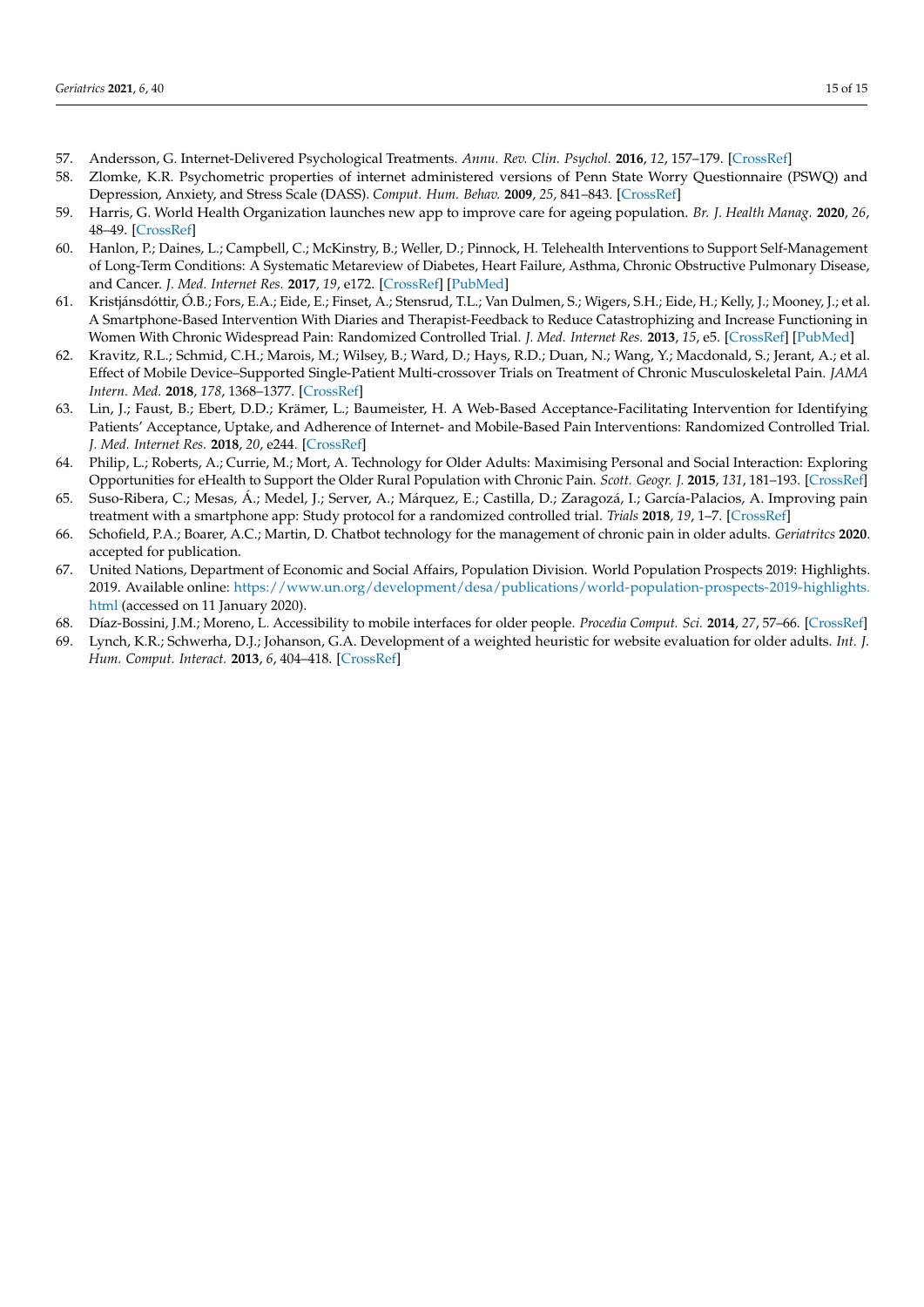57. Andersson, G. Internet-Delivered Psychological Treatments. *Annu. Rev. Clin. Psychol.* **2016**, *12*, 157–179. [CrossRef]
58. Zlomke, K.R. Psychometric properties of internet administered versions of Penn State Worry Questionnaire (PSWQ) and Depression, Anxiety, and Stress Scale (DASS). *Comput. Hum. Behav.* **2009**, *25*, 841–843. [CrossRef]
59. Harris, G. World Health Organization launches new app to improve care for ageing population. *Br. J. Health Manag.* **2020**, *26*, 48–49. [CrossRef]
60. Hanlon, P.; Daines, L.; Campbell, C.; McKinstry, B.; Weller, D.; Pinnock, H. Telehealth Interventions to Support Self-Management of Long-Term Conditions: A Systematic Metareview of Diabetes, Heart Failure, Asthma, Chronic Obstructive Pulmonary Disease, and Cancer. *J. Med. Internet Res.* **2017**, *19*, e172. [CrossRef] [PubMed]
61. Kristjánsdóttir, Ó.B.; Fors, E.A.; Eide, E.; Finset, A.; Stensrud, T.L.; Van Dulmen, S.; Wigers, S.H.; Eide, H.; Kelly, J.; Mooney, J.; et al. A Smartphone-Based Intervention With Diaries and Therapist-Feedback to Reduce Catastrophizing and Increase Functioning in Women With Chronic Widespread Pain: Randomized Controlled Trial. *J. Med. Internet Res.* **2013**, *15*, e5. [CrossRef] [PubMed]
62. Kravitz, R.L.; Schmid, C.H.; Marois, M.; Wilsey, B.; Ward, D.; Hays, R.D.; Duan, N.; Wang, Y.; Macdonald, S.; Jerant, A.; et al. Effect of Mobile Device–Supported Single-Patient Multi-crossover Trials on Treatment of Chronic Musculoskeletal Pain. *JAMA Intern. Med.* **2018**, *178*, 1368–1377. [CrossRef]
63. Lin, J.; Faust, B.; Ebert, D.D.; Krämer, L.; Baumeister, H. A Web-Based Acceptance-Facilitating Intervention for Identifying Patients' Acceptance, Uptake, and Adherence of Internet- and Mobile-Based Pain Interventions: Randomized Controlled Trial. *J. Med. Internet Res.* **2018**, *20*, e244. [CrossRef]
64. Philip, L.; Roberts, A.; Currie, M.; Mort, A. Technology for Older Adults: Maximising Personal and Social Interaction: Exploring Opportunities for eHealth to Support the Older Rural Population with Chronic Pain. *Scott. Geogr. J.* **2015**, *131*, 181–193. [CrossRef]
65. Suso-Ribera, C.; Mesas, Á.; Medel, J.; Server, A.; Márquez, E.; Castilla, D.; Zaragozá, I.; García-Palacios, A. Improving pain treatment with a smartphone app: Study protocol for a randomized controlled trial. *Trials* **2018**, *19*, 1–7. [CrossRef]
66. Schofield, P.A.; Boarer, A.C.; Martin, D. Chatbot technology for the management of chronic pain in older adults. *Geriatritcs* **2020**. accepted for publication.
67. United Nations, Department of Economic and Social Affairs, Population Division. World Population Prospects 2019: Highlights. 2019. Available online: https://www.un.org/development/desa/publications/world-population-prospects-2019-highlights.html (accessed on 11 January 2020).
68. Díaz-Bossini, J.M.; Moreno, L. Accessibility to mobile interfaces for older people. *Procedia Comput. Sci.* **2014**, *27*, 57–66. [CrossRef]
69. Lynch, K.R.; Schwerha, D.J.; Johanson, G.A. Development of a weighted heuristic for website evaluation for older adults. *Int. J. Hum. Comput. Interact.* **2013**, *6*, 404–418. [CrossRef]